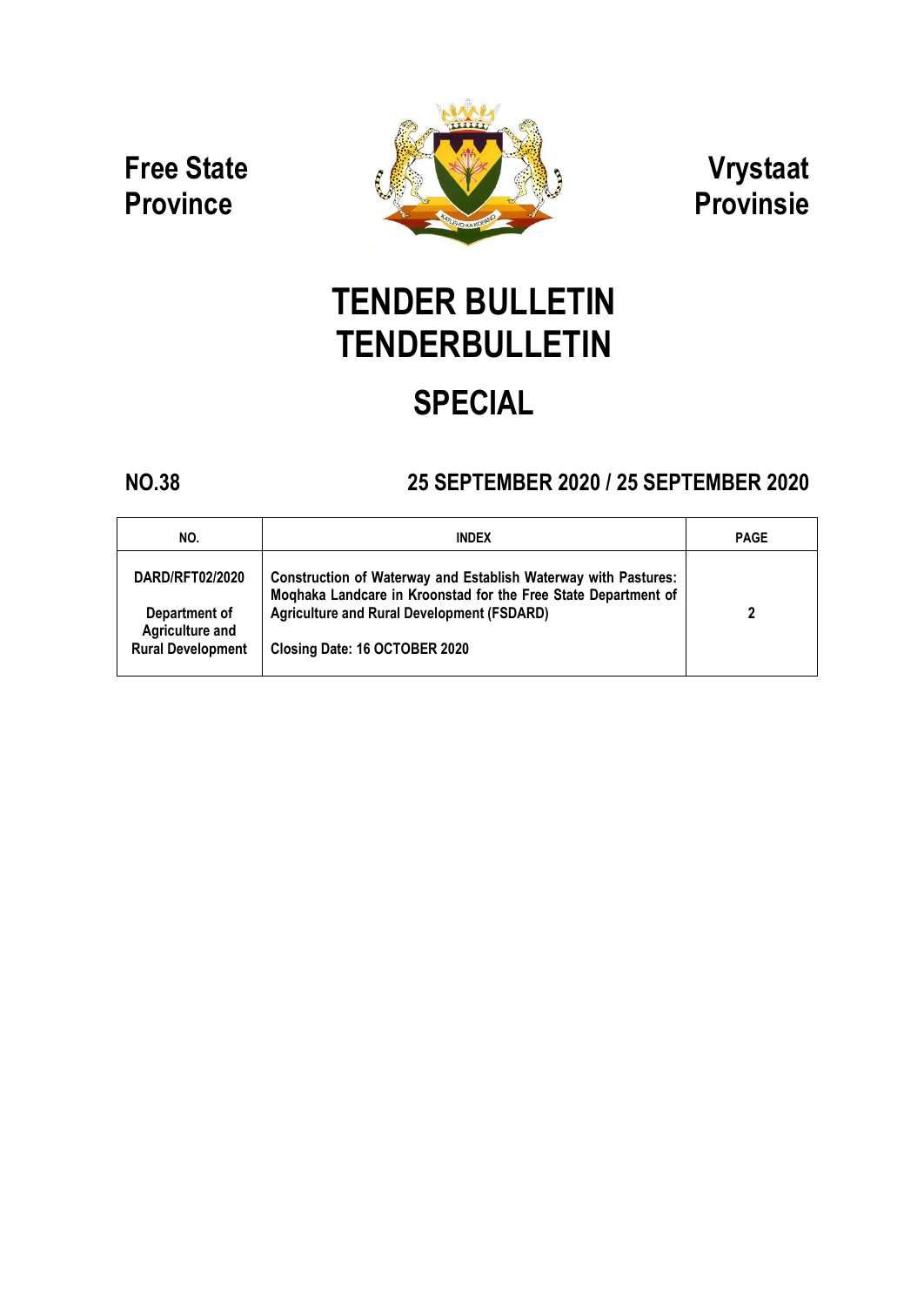**Free State Province**

**Vrystaat Provinsie**

# TENDER BULLETIN
# TENDERBULLETIN

## SPECIAL

**NO.38** **25 SEPTEMBER 2020 / 25 SEPTEMBER 2020**

| NO. | INDEX | PAGE |
|---|---|---|
| **DARD/RFT02/2020**<br><br>**Department of Agriculture and Rural Development** | **Construction of Waterway and Establish Waterway with Pastures: Moqhaka Landcare in Kroonstad for the Free State Department of Agriculture and Rural Development (FSDARD)**<br><br>**Closing Date: 16 OCTOBER 2020** | **2** |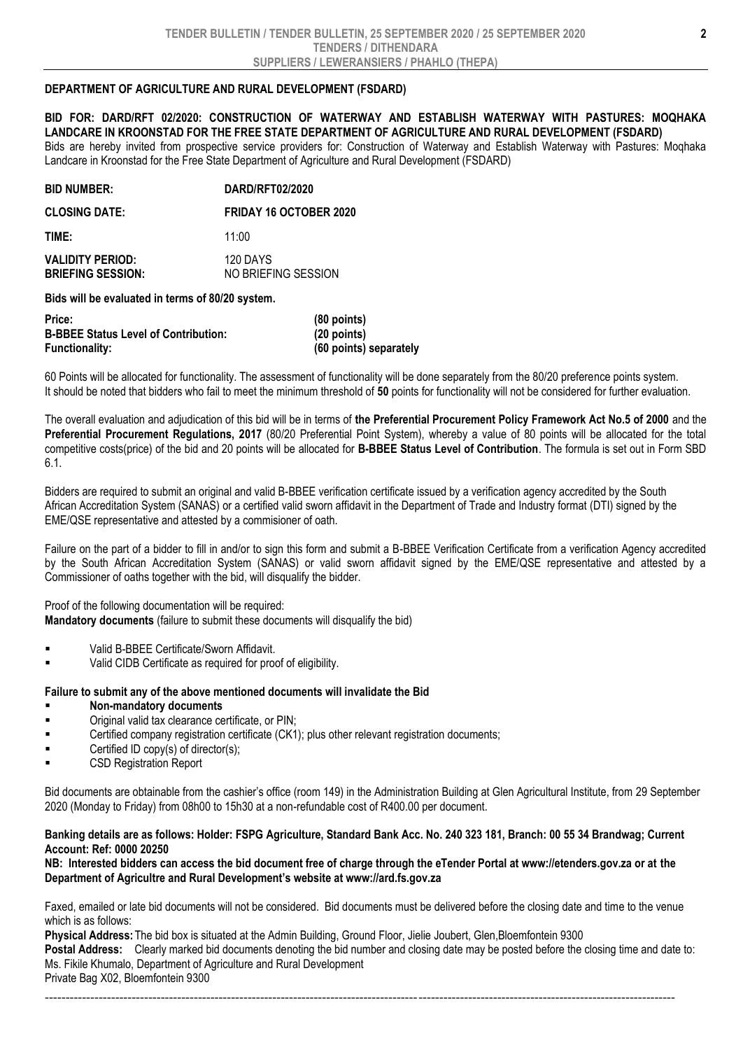## DEPARTMENT OF AGRICULTURE AND RURAL DEVELOPMENT (FSDARD)

**BID FOR: DARD/RFT 02/2020: CONSTRUCTION OF WATERWAY AND ESTABLISH WATERWAY WITH PASTURES: MOQHAKA LANDCARE IN KROONSTAD FOR THE FREE STATE DEPARTMENT OF AGRICULTURE AND RURAL DEVELOPMENT (FSDARD)**

Bids are hereby invited from prospective service providers for: Construction of Waterway and Establish Waterway with Pastures: Moqhaka Landcare in Kroonstad for the Free State Department of Agriculture and Rural Development (FSDARD)

| | |
|---|---|
| **BID NUMBER:** | **DARD/RFT02/2020** |
| **CLOSING DATE:** | **FRIDAY 16 OCTOBER 2020** |
| **TIME:** | 11:00 |
| **VALIDITY PERIOD:** | 120 DAYS |
| **BRIEFING SESSION:** | NO BRIEFING SESSION |

**Bids will be evaluated in terms of 80/20 system.**

| | |
|---|---|
| **Price:** | **(80 points)** |
| **B-BBEE Status Level of Contribution:** | **(20 points)** |
| **Functionality:** | **(60 points) separately** |

60 Points will be allocated for functionality. The assessment of functionality will be done separately from the 80/20 preference points system. It should be noted that bidders who fail to meet the minimum threshold of **50** points for functionality will not be considered for further evaluation.

The overall evaluation and adjudication of this bid will be in terms of **the Preferential Procurement Policy Framework Act No.5 of 2000** and the **Preferential Procurement Regulations, 2017** (80/20 Preferential Point System), whereby a value of 80 points will be allocated for the total competitive costs(price) of the bid and 20 points will be allocated for **B-BBEE Status Level of Contribution**. The formula is set out in Form SBD 6.1.

Bidders are required to submit an original and valid B-BBEE verification certificate issued by a verification agency accredited by the South African Accreditation System (SANAS) or a certified valid sworn affidavit in the Department of Trade and Industry format (DTI) signed by the EME/QSE representative and attested by a commisioner of oath.

Failure on the part of a bidder to fill in and/or to sign this form and submit a B-BBEE Verification Certificate from a verification Agency accredited by the South African Accreditation System (SANAS) or valid sworn affidavit signed by the EME/QSE representative and attested by a Commissioner of oaths together with the bid, will disqualify the bidder.

Proof of the following documentation will be required:
**Mandatory documents** (failure to submit these documents will disqualify the bid)

- Valid B-BBEE Certificate/Sworn Affidavit.
- Valid CIDB Certificate as required for proof of eligibility.

**Failure to submit any of the above mentioned documents will invalidate the Bid**

- **Non-mandatory documents**
- Original valid tax clearance certificate, or PIN;
- Certified company registration certificate (CK1); plus other relevant registration documents;
- Certified ID copy(s) of director(s);
- CSD Registration Report

Bid documents are obtainable from the cashier's office (room 149) in the Administration Building at Glen Agricultural Institute, from 29 September 2020 (Monday to Friday) from 08h00 to 15h30 at a non-refundable cost of R400.00 per document.

**Banking details are as follows: Holder: FSPG Agriculture, Standard Bank Acc. No. 240 323 181, Branch: 00 55 34 Brandwag; Current Account: Ref: 0000 20250**

**NB: Interested bidders can access the bid document free of charge through the eTender Portal at www://etenders.gov.za or at the Department of Agricultre and Rural Development's website at www://ard.fs.gov.za**

Faxed, emailed or late bid documents will not be considered. Bid documents must be delivered before the closing date and time to the venue which is as follows:

**Physical Address:** The bid box is situated at the Admin Building, Ground Floor, Jielie Joubert, Glen,Bloemfontein 9300

**Postal Address:** Clearly marked bid documents denoting the bid number and closing date may be posted before the closing time and date to: Ms. Fikile Khumalo, Department of Agriculture and Rural Development
Private Bag X02, Bloemfontein 9300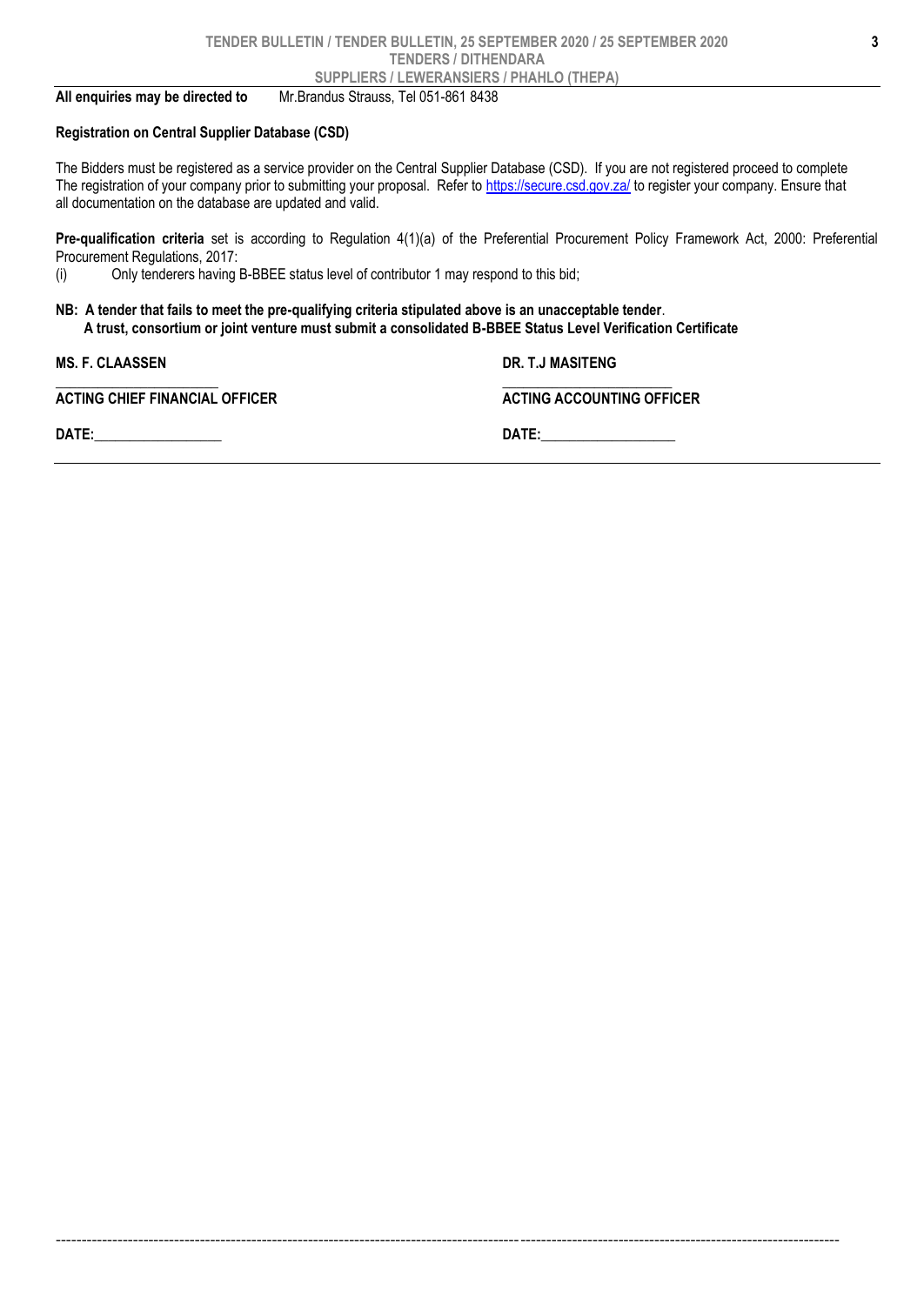**All enquiries may be directed to** Mr.Brandus Strauss, Tel 051-861 8438

**Registration on Central Supplier Database (CSD)**

The Bidders must be registered as a service provider on the Central Supplier Database (CSD). If you are not registered proceed to complete The registration of your company prior to submitting your proposal. Refer to https://secure.csd.gov.za/ to register your company. Ensure that all documentation on the database are updated and valid.

**Pre-qualification criteria** set is according to Regulation 4(1)(a) of the Preferential Procurement Policy Framework Act, 2000: Preferential Procurement Regulations, 2017:

(i) Only tenderers having B-BBEE status level of contributor 1 may respond to this bid;

**NB: A tender that fails to meet the pre-qualifying criteria stipulated above is an unacceptable tender**.
**A trust, consortium or joint venture must submit a consolidated B-BBEE Status Level Verification Certificate**

| **MS. F. CLAASSEN** | **DR. T.J MASITENG** |
|---|---|
| ______________________ | ______________________ |
| **ACTING CHIEF FINANCIAL OFFICER** | **ACTING ACCOUNTING OFFICER** |
| **DATE:**__________________ | **DATE:**__________________ |

---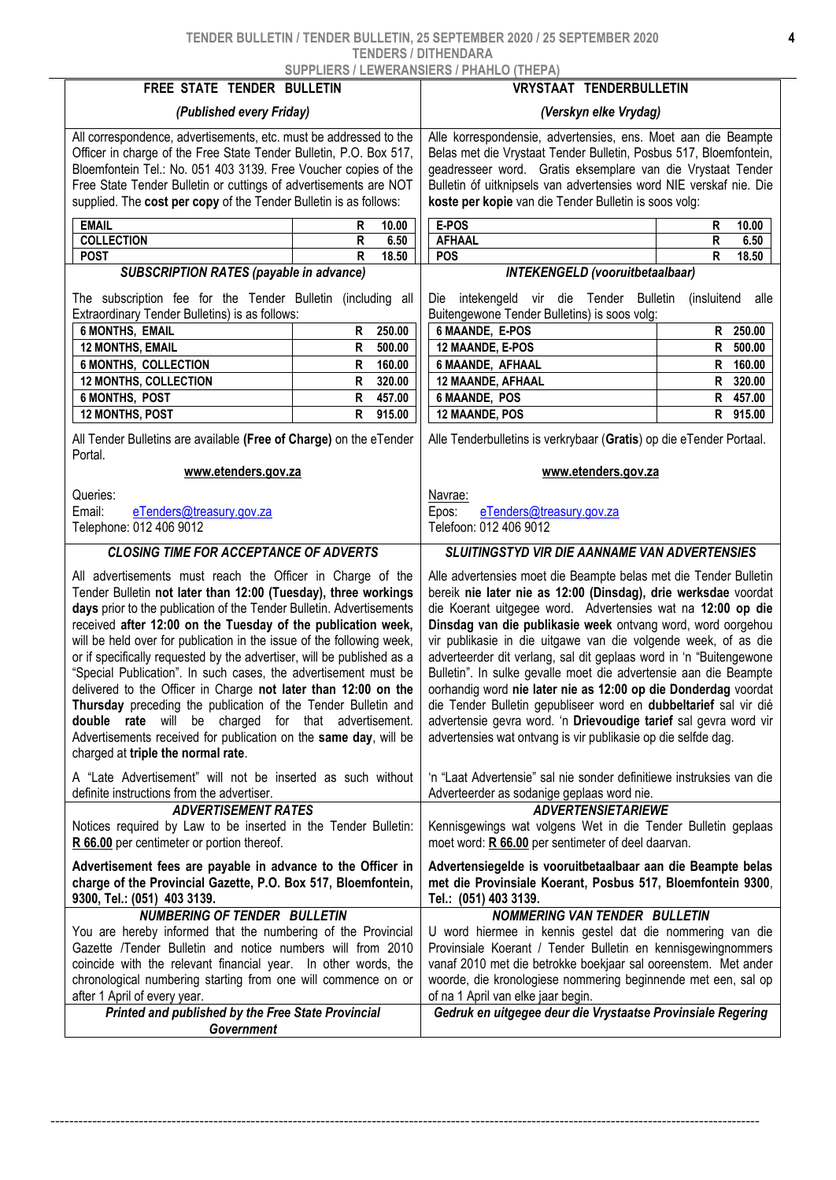TENDERS / DITHENDARA

SUPPLIERS / LEWERANSIERS / PHAHLO (THEPA)

## FREE STATE TENDER BULLETIN

*(Published every Friday)*

All correspondence, advertisements, etc. must be addressed to the Officer in charge of the Free State Tender Bulletin, P.O. Box 517, Bloemfontein Tel.: No. 051 403 3139. Free Voucher copies of the Free State Tender Bulletin or cuttings of advertisements are NOT supplied. The **cost per copy** of the Tender Bulletin is as follows:

| | |
|---|---|
| **EMAIL** | **R 10.00** |
| **COLLECTION** | **R 6.50** |
| **POST** | **R 18.50** |

***SUBSCRIPTION RATES (payable in advance)***

The subscription fee for the Tender Bulletin (including all Extraordinary Tender Bulletins) is as follows:

| | |
|---|---|
| **6 MONTHS, EMAIL** | **R 250.00** |
| **12 MONTHS, EMAIL** | **R 500.00** |
| **6 MONTHS, COLLECTION** | **R 160.00** |
| **12 MONTHS, COLLECTION** | **R 320.00** |
| **6 MONTHS, POST** | **R 457.00** |
| **12 MONTHS, POST** | **R 915.00** |

All Tender Bulletins are available **(Free of Charge)** on the eTender Portal.

**www.etenders.gov.za**

Queries:
Email: eTenders@treasury.gov.za
Telephone: 012 406 9012

***CLOSING TIME FOR ACCEPTANCE OF ADVERTS***

All advertisements must reach the Officer in Charge of the Tender Bulletin **not later than 12:00 (Tuesday), three workings days** prior to the publication of the Tender Bulletin. Advertisements received **after 12:00 on the Tuesday of the publication week,** will be held over for publication in the issue of the following week, or if specifically requested by the advertiser, will be published as a "Special Publication". In such cases, the advertisement must be delivered to the Officer in Charge **not later than 12:00 on the Thursday** preceding the publication of the Tender Bulletin and **double rate** will be charged for that advertisement. Advertisements received for publication on the **same day**, will be charged at **triple the normal rate**.

A "Late Advertisement" will not be inserted as such without definite instructions from the advertiser.

***ADVERTISEMENT RATES***

Notices required by Law to be inserted in the Tender Bulletin: **R 66.00** per centimeter or portion thereof.

**Advertisement fees are payable in advance to the Officer in charge of the Provincial Gazette, P.O. Box 517, Bloemfontein, 9300, Tel.: (051) 403 3139.**

***NUMBERING OF TENDER BULLETIN***

You are hereby informed that the numbering of the Provincial Gazette /Tender Bulletin and notice numbers will from 2010 coincide with the relevant financial year. In other words, the chronological numbering starting from one will commence on or after 1 April of every year.

***Printed and published by the Free State Provincial Government***

## VRYSTAAT TENDERBULLETIN

*(Verskyn elke Vrydag)*

Alle korrespondensie, advertensies, ens. Moet aan die Beampte Belas met die Vrystaat Tender Bulletin, Posbus 517, Bloemfontein, geadresseer word. Gratis eksemplare van die Vrystaat Tender Bulletin óf uitknipsels van advertensies word NIE verskaf nie. Die **koste per kopie** van die Tender Bulletin is soos volg:

| | |
|---|---|
| **E-POS** | **R 10.00** |
| **AFHAAL** | **R 6.50** |
| **POS** | **R 18.50** |

***INTEKENGELD (vooruitbetaalbaar)***

Die intekengeld vir die Tender Bulletin (insluitend alle Buitengewone Tender Bulletins) is soos volg:

| | |
|---|---|
| **6 MAANDE, E-POS** | **R 250.00** |
| **12 MAANDE, E-POS** | **R 500.00** |
| **6 MAANDE, AFHAAL** | **R 160.00** |
| **12 MAANDE, AFHAAL** | **R 320.00** |
| **6 MAANDE, POS** | **R 457.00** |
| **12 MAANDE, POS** | **R 915.00** |

Alle Tenderbulletins is verkrybaar (**Gratis**) op die eTender Portaal.

**www.etenders.gov.za**

Navrae:
Epos: eTenders@treasury.gov.za
Telefoon: 012 406 9012

***SLUITINGSTYD VIR DIE AANNAME VAN ADVERTENSIES***

Alle advertensies moet die Beampte belas met die Tender Bulletin bereik **nie later nie as 12:00 (Dinsdag), drie werksdae** voordat die Koerant uitgegee word. Advertensies wat na **12:00 op die Dinsdag van die publikasie week** ontvang word, word oorgehou vir publikasie in die uitgawe van die volgende week, of as die adverteerder dit verlang, sal dit geplaas word in 'n "Buitengewone Bulletin". In sulke gevalle moet die advertensie aan die Beampte oorhandig word **nie later nie as 12:00 op die Donderdag** voordat die Tender Bulletin gepubliseer word en **dubbeltarief** sal vir dié advertensie gevra word. 'n **Drievoudige tarief** sal gevra word vir advertensies wat ontvang is vir publikasie op die selfde dag.

'n "Laat Advertensie" sal nie sonder definitiewe instruksies van die Adverteerder as sodanige geplaas word nie.

***ADVERTENSIETARIEWE***

Kennisgewings wat volgens Wet in die Tender Bulletin geplaas moet word: **R 66.00** per sentimeter of deel daarvan.

**Advertensiegelde is vooruitbetaalbaar aan die Beampte belas met die Provinsiale Koerant, Posbus 517, Bloemfontein 9300, Tel.: (051) 403 3139.**

***NOMMERING VAN TENDER BULLETIN***

U word hiermee in kennis gestel dat die nommering van die Provinsiale Koerant / Tender Bulletin en kennisgewingnommers vanaf 2010 met die betrokke boekjaar sal ooreenstem. Met ander woorde, die kronologiese nommering beginnende met een, sal op of na 1 April van elke jaar begin.

***Gedruk en uitgegee deur die Vrystaatse Provinsiale Regering***